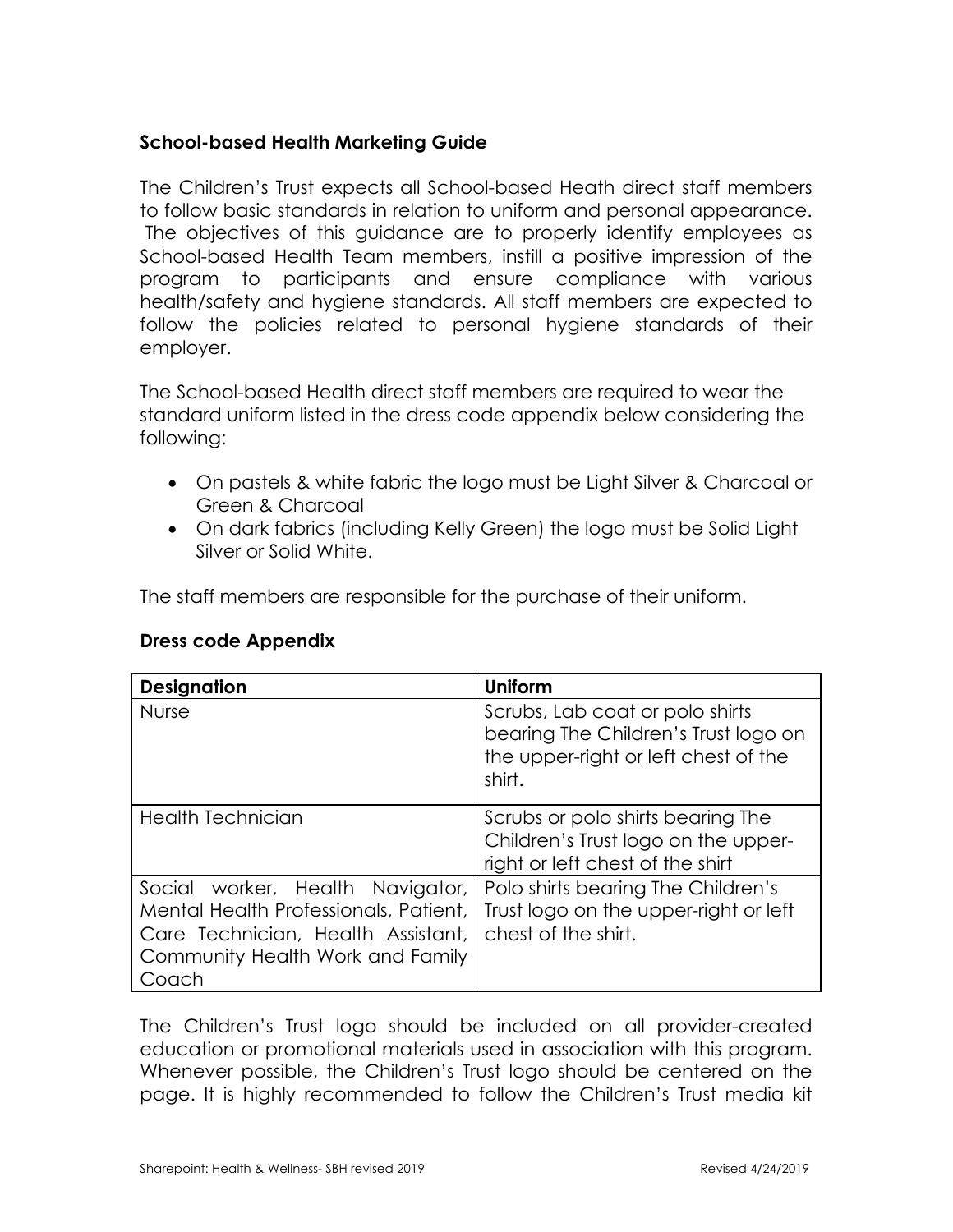## School-based Health Marketing Guide

The Children's Trust expects all School-based Heath direct staff members to follow basic standards in relation to uniform and personal appearance. The objectives of this guidance are to properly identify employees as School-based Health Team members, instill a positive impression of the program to participants and ensure compliance with various health/safety and hygiene standards. All staff members are expected to follow the policies related to personal hygiene standards of their employer.

The School-based Health direct staff members are required to wear the standard uniform listed in the dress code appendix below considering the following:

- On pastels & white fabric the logo must be Light Silver & Charcoal or Green & Charcoal
- On dark fabrics (including Kelly Green) the logo must be Solid Light Silver or Solid White.

The staff members are responsible for the purchase of their uniform.

### Dress code Appendix

| Designation | Uniform |
| --- | --- |
| Nurse | Scrubs, Lab coat or polo shirts bearing The Children's Trust logo on the upper-right or left chest of the shirt. |
| Health Technician | Scrubs or polo shirts bearing The Children's Trust logo on the upper-right or left chest of the shirt |
| Social worker, Health Navigator, Mental Health Professionals, Patient, Care Technician, Health Assistant, Community Health Work and Family Coach | Polo shirts bearing The Children's Trust logo on the upper-right or left chest of the shirt. |

The Children's Trust logo should be included on all provider-created education or promotional materials used in association with this program. Whenever possible, the Children's Trust logo should be centered on the page. It is highly recommended to follow the Children's Trust media kit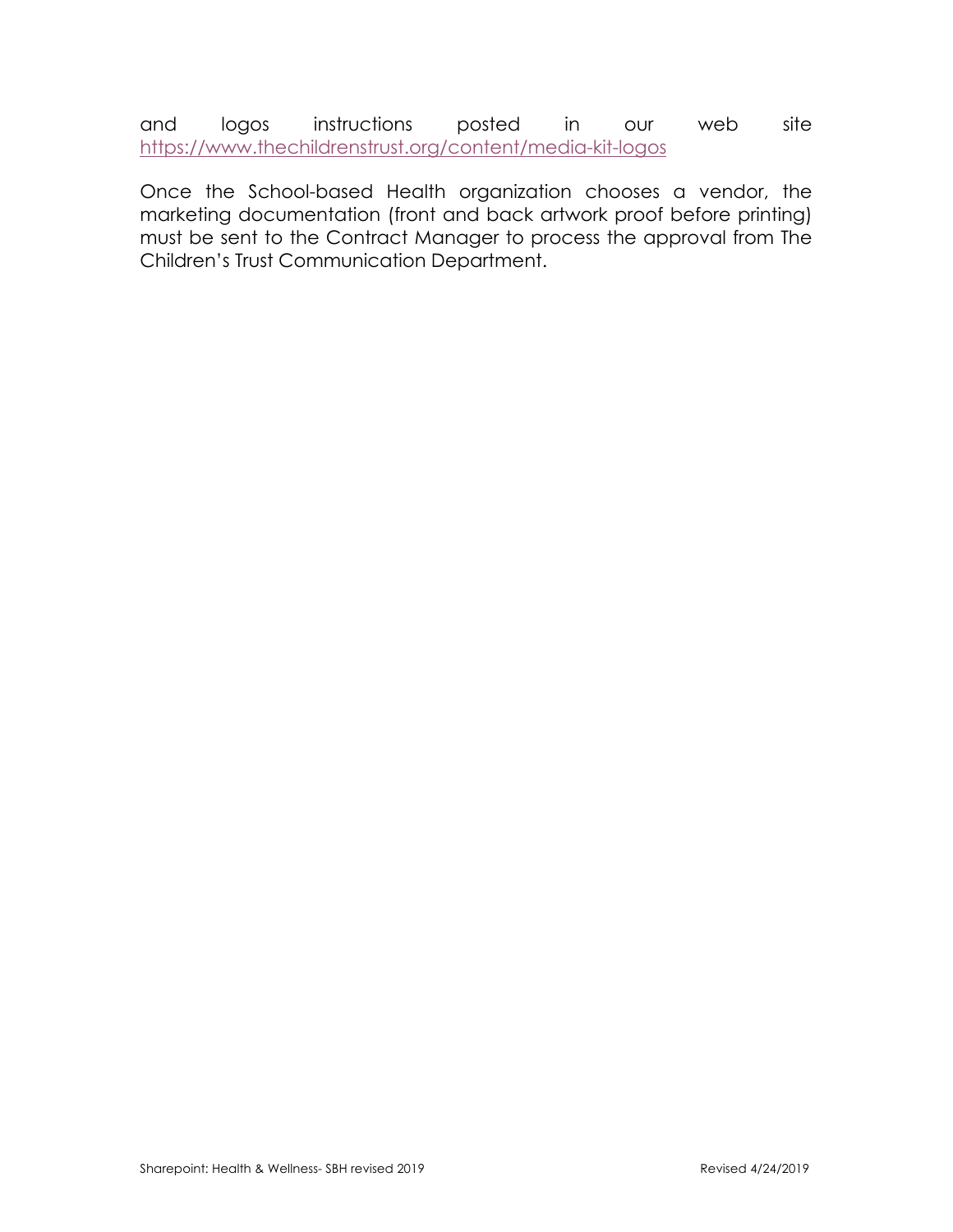and logos instructions posted in our web site https://www.thechildrenstrust.org/content/media-kit-logos

Once the School-based Health organization chooses a vendor, the marketing documentation (front and back artwork proof before printing) must be sent to the Contract Manager to process the approval from The Children's Trust Communication Department.